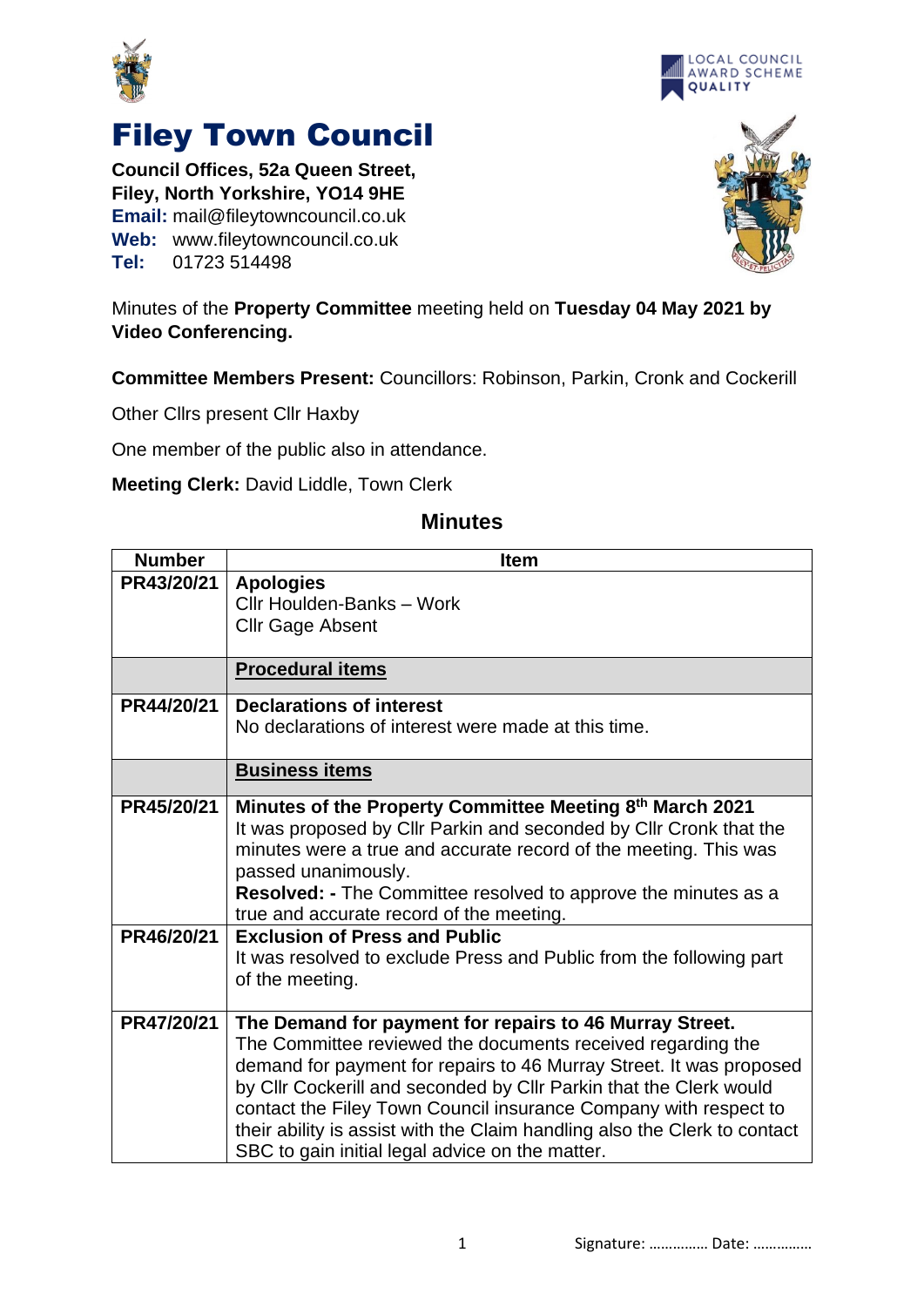# Filey Town Council

**Council Offices, 52a Queen Street,**
**Filey, North Yorkshire, YO14 9HE**
**Email:** mail@fileytowncouncil.co.uk
**Web:** www.fileytowncouncil.co.uk
**Tel:** 01723 514498

LOCAL COUNCIL AWARD SCHEME QUALITY

Minutes of the **Property Committee** meeting held on **Tuesday 04 May 2021 by Video Conferencing.**

**Committee Members Present:** Councillors: Robinson, Parkin, Cronk and Cockerill

Other Cllrs present Cllr Haxby

One member of the public also in attendance.

**Meeting Clerk:** David Liddle, Town Clerk

## Minutes

| Number | Item |
|---|---|
| PR43/20/21 | **Apologies**<br>Cllr Houlden-Banks – Work<br>Cllr Gage Absent |
| | **Procedural items** |
| PR44/20/21 | **Declarations of interest**<br>No declarations of interest were made at this time. |
| | **Business items** |
| PR45/20/21 | **Minutes of the Property Committee Meeting 8th March 2021**<br>It was proposed by Cllr Parkin and seconded by Cllr Cronk that the minutes were a true and accurate record of the meeting. This was passed unanimously.<br>**Resolved: -** The Committee resolved to approve the minutes as a true and accurate record of the meeting. |
| PR46/20/21 | **Exclusion of Press and Public**<br>It was resolved to exclude Press and Public from the following part of the meeting. |
| PR47/20/21 | **The Demand for payment for repairs to 46 Murray Street.**<br>The Committee reviewed the documents received regarding the demand for payment for repairs to 46 Murray Street. It was proposed by Cllr Cockerill and seconded by Cllr Parkin that the Clerk would contact the Filey Town Council insurance Company with respect to their ability is assist with the Claim handling also the Clerk to contact SBC to gain initial legal advice on the matter. |

Signature: …………… Date: ……………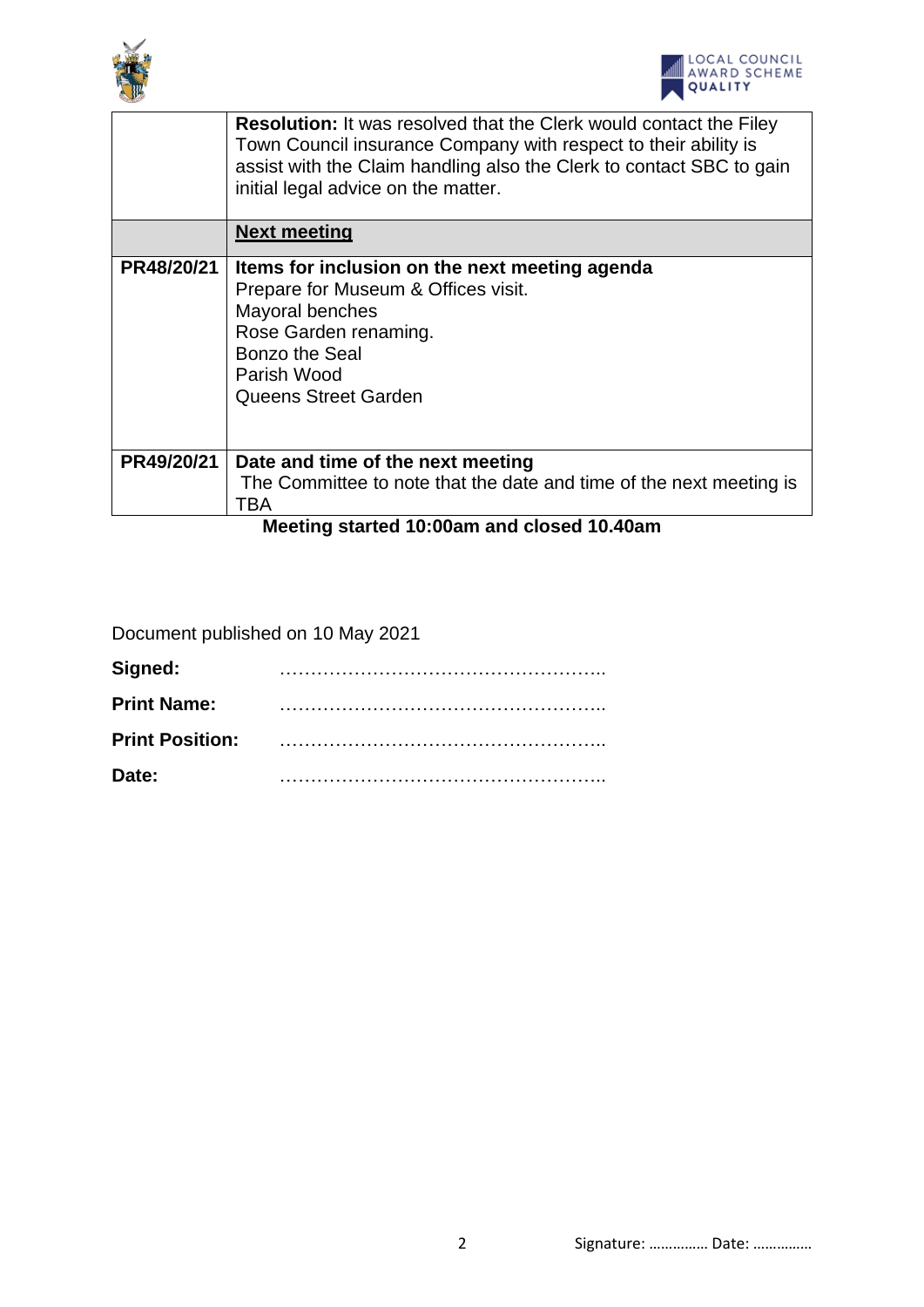| | |
|---|---|
| | **Resolution:** It was resolved that the Clerk would contact the Filey Town Council insurance Company with respect to their ability is assist with the Claim handling also the Clerk to contact SBC to gain initial legal advice on the matter. |
| | **Next meeting** |
| **PR48/20/21** | **Items for inclusion on the next meeting agenda**<br>Prepare for Museum & Offices visit.<br>Mayoral benches<br>Rose Garden renaming.<br>Bonzo the Seal<br>Parish Wood<br>Queens Street Garden |
| **PR49/20/21** | **Date and time of the next meeting**<br>The Committee to note that the date and time of the next meeting is TBA |

**Meeting started 10:00am and closed 10.40am**

Document published on 10 May 2021

**Signed:** ……………………………………………..

**Print Name:** ……………………………………………..

**Print Position:** ……………………………………………..

**Date:** ……………………………………………..

Signature: …………… Date: ……………